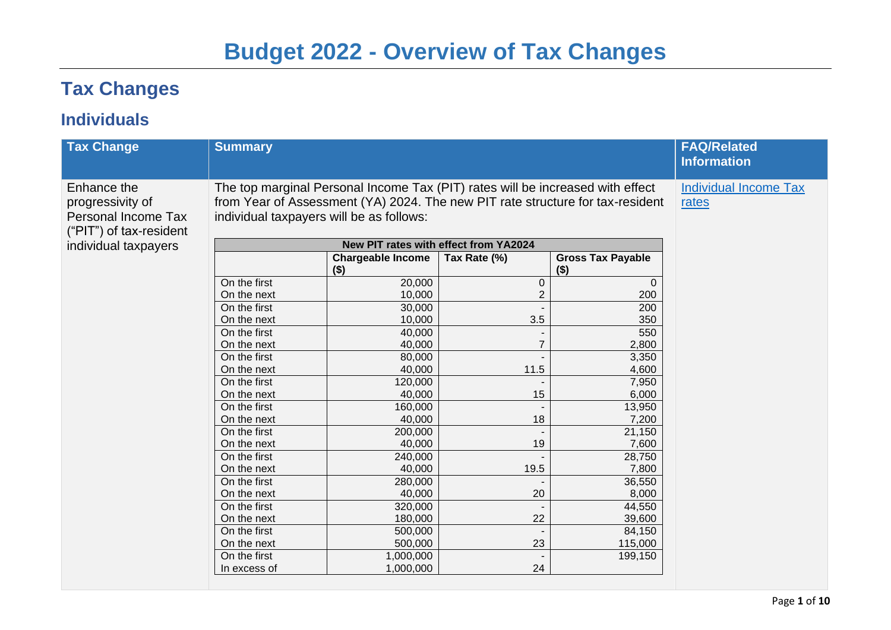# Budget 2022 - Overview of Tax Changes

## Tax Changes

### Individuals

| Tax Change | Summary | FAQ/Related Information |
|---|---|---|
| Enhance the progressivity of Personal Income Tax ("PIT") of tax-resident individual taxpayers | The top marginal Personal Income Tax (PIT) rates will be increased with effect from Year of Assessment (YA) 2024. The new PIT rate structure for tax-resident individual taxpayers will be as follows: (see table below) | Individual Income Tax rates |

**New PIT rates with effect from YA2024**

| | Chargeable Income ($) | Tax Rate (%) | Gross Tax Payable ($) |
|---|---|---|---|
| On the first | 20,000 | 0 | 0 |
| On the next | 10,000 | 2 | 200 |
| On the first | 30,000 | - | 200 |
| On the next | 10,000 | 3.5 | 350 |
| On the first | 40,000 | - | 550 |
| On the next | 40,000 | 7 | 2,800 |
| On the first | 80,000 | - | 3,350 |
| On the next | 40,000 | 11.5 | 4,600 |
| On the first | 120,000 | - | 7,950 |
| On the next | 40,000 | 15 | 6,000 |
| On the first | 160,000 | - | 13,950 |
| On the next | 40,000 | 18 | 7,200 |
| On the first | 200,000 | - | 21,150 |
| On the next | 40,000 | 19 | 7,600 |
| On the first | 240,000 | - | 28,750 |
| On the next | 40,000 | 19.5 | 7,800 |
| On the first | 280,000 | - | 36,550 |
| On the next | 40,000 | 20 | 8,000 |
| On the first | 320,000 | - | 44,550 |
| On the next | 180,000 | 22 | 39,600 |
| On the first | 500,000 | - | 84,150 |
| On the next | 500,000 | 23 | 115,000 |
| On the first | 1,000,000 | - | 199,150 |
| In excess of | 1,000,000 | 24 | |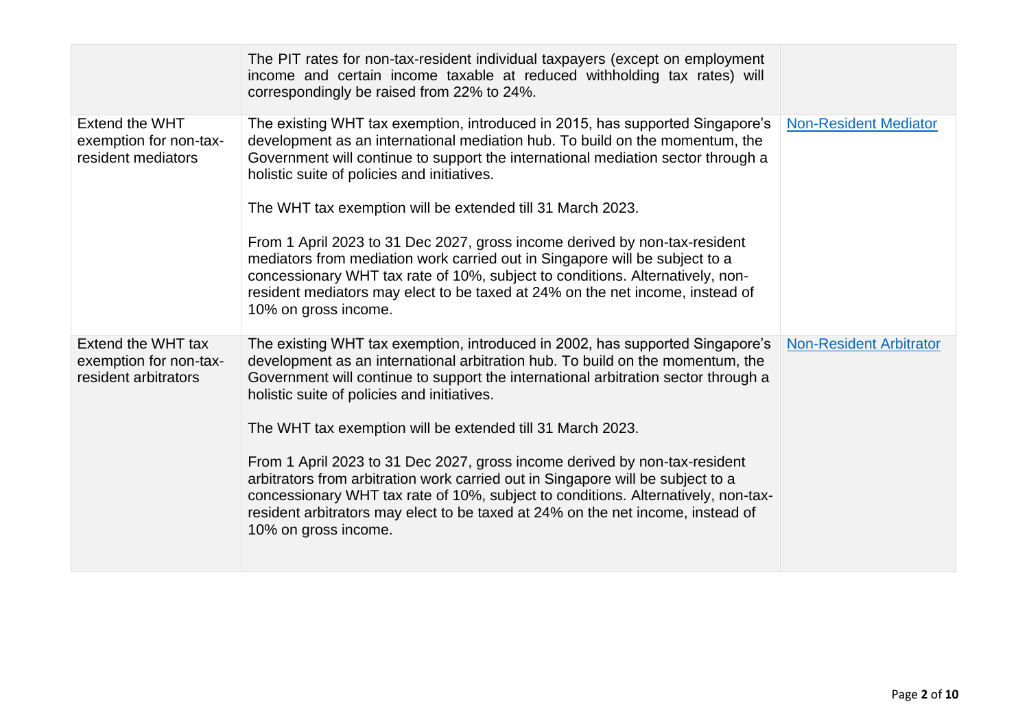| | | |
|---|---|---|
| | The PIT rates for non-tax-resident individual taxpayers (except on employment income and certain income taxable at reduced withholding tax rates) will correspondingly be raised from 22% to 24%. | |
| Extend the WHT exemption for non-tax-resident mediators | The existing WHT tax exemption, introduced in 2015, has supported Singapore's development as an international mediation hub. To build on the momentum, the Government will continue to support the international mediation sector through a holistic suite of policies and initiatives.<br><br>The WHT tax exemption will be extended till 31 March 2023.<br><br>From 1 April 2023 to 31 Dec 2027, gross income derived by non-tax-resident mediators from mediation work carried out in Singapore will be subject to a concessionary WHT tax rate of 10%, subject to conditions. Alternatively, non-resident mediators may elect to be taxed at 24% on the net income, instead of 10% on gross income. | Non-Resident Mediator |
| Extend the WHT tax exemption for non-tax-resident arbitrators | The existing WHT tax exemption, introduced in 2002, has supported Singapore's development as an international arbitration hub. To build on the momentum, the Government will continue to support the international arbitration sector through a holistic suite of policies and initiatives.<br><br>The WHT tax exemption will be extended till 31 March 2023.<br><br>From 1 April 2023 to 31 Dec 2027, gross income derived by non-tax-resident arbitrators from arbitration work carried out in Singapore will be subject to a concessionary WHT tax rate of 10%, subject to conditions. Alternatively, non-tax-resident arbitrators may elect to be taxed at 24% on the net income, instead of 10% on gross income. | Non-Resident Arbitrator |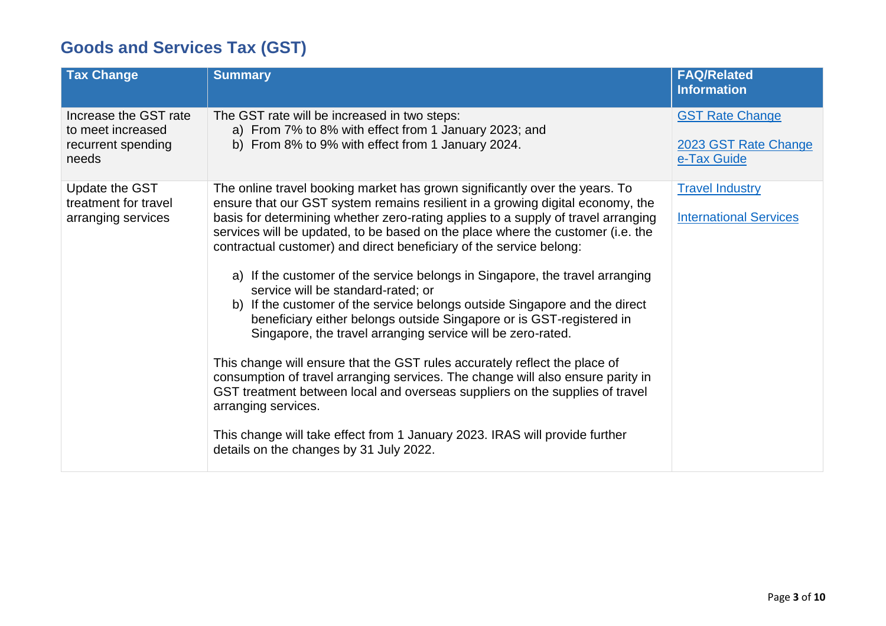## Goods and Services Tax (GST)

| Tax Change | Summary | FAQ/Related Information |
|---|---|---|
| Increase the GST rate to meet increased recurrent spending needs | The GST rate will be increased in two steps:<br>a) From 7% to 8% with effect from 1 January 2023; and<br>b) From 8% to 9% with effect from 1 January 2024. | GST Rate Change<br><br>2023 GST Rate Change e-Tax Guide |
| Update the GST treatment for travel arranging services | The online travel booking market has grown significantly over the years. To ensure that our GST system remains resilient in a growing digital economy, the basis for determining whether zero-rating applies to a supply of travel arranging services will be updated, to be based on the place where the customer (i.e. the contractual customer) and direct beneficiary of the service belong:<br><br>a) If the customer of the service belongs in Singapore, the travel arranging service will be standard-rated; or<br>b) If the customer of the service belongs outside Singapore and the direct beneficiary either belongs outside Singapore or is GST-registered in Singapore, the travel arranging service will be zero-rated.<br><br>This change will ensure that the GST rules accurately reflect the place of consumption of travel arranging services. The change will also ensure parity in GST treatment between local and overseas suppliers on the supplies of travel arranging services.<br><br>This change will take effect from 1 January 2023. IRAS will provide further details on the changes by 31 July 2022. | Travel Industry<br><br>International Services |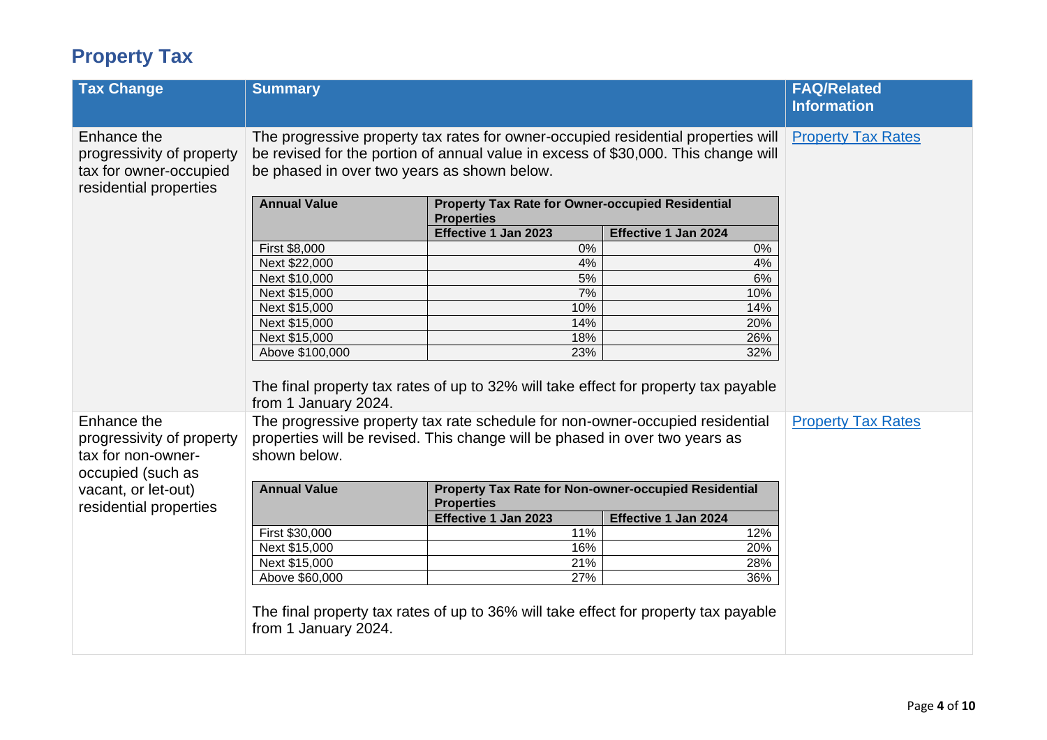## Property Tax

| Tax Change | Summary | FAQ/Related Information |
|---|---|---|
| Enhance the progressivity of property tax for owner-occupied residential properties | The progressive property tax rates for owner-occupied residential properties will be revised for the portion of annual value in excess of $30,000. This change will be phased in over two years as shown below. | Property Tax Rates |
| Enhance the progressivity of property tax for non-owner-occupied (such as vacant, or let-out) residential properties | The progressive property tax rate schedule for non-owner-occupied residential properties will be revised. This change will be phased in over two years as shown below. | Property Tax Rates |

**Owner-occupied residential properties:**

| Annual Value | Property Tax Rate for Owner-occupied Residential Properties | |
|---|---|---|
| | Effective 1 Jan 2023 | Effective 1 Jan 2024 |
| First $8,000 | 0% | 0% |
| Next $22,000 | 4% | 4% |
| Next $10,000 | 5% | 6% |
| Next $15,000 | 7% | 10% |
| Next $15,000 | 10% | 14% |
| Next $15,000 | 14% | 20% |
| Next $15,000 | 18% | 26% |
| Above $100,000 | 23% | 32% |

The final property tax rates of up to 32% will take effect for property tax payable from 1 January 2024.

**Non-owner-occupied residential properties:**

| Annual Value | Property Tax Rate for Non-owner-occupied Residential Properties | |
|---|---|---|
| | Effective 1 Jan 2023 | Effective 1 Jan 2024 |
| First $30,000 | 11% | 12% |
| Next $15,000 | 16% | 20% |
| Next $15,000 | 21% | 28% |
| Above $60,000 | 27% | 36% |

The final property tax rates of up to 36% will take effect for property tax payable from 1 January 2024.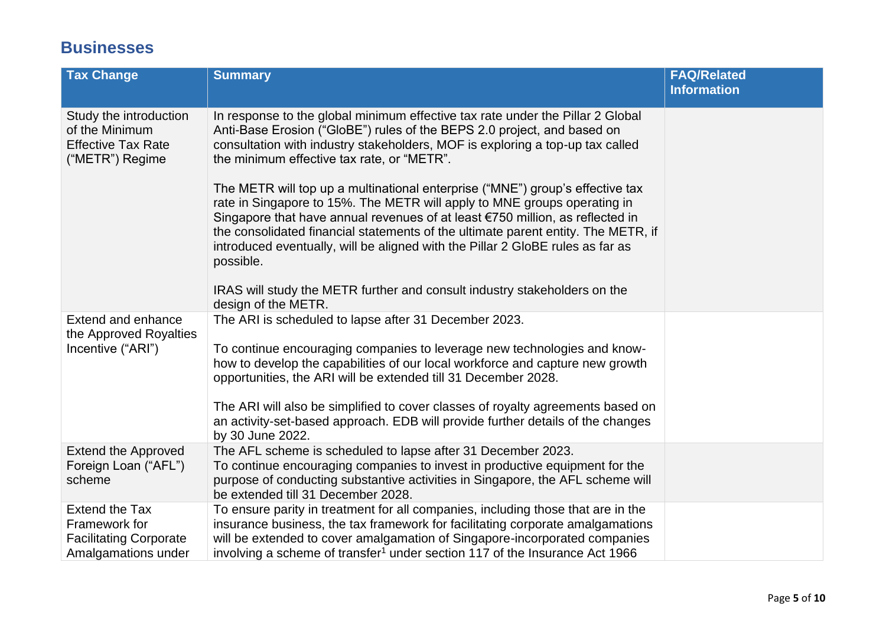## Businesses

| Tax Change | Summary | FAQ/Related Information |
|---|---|---|
| Study the introduction of the Minimum Effective Tax Rate ("METR") Regime | In response to the global minimum effective tax rate under the Pillar 2 Global Anti-Base Erosion ("GloBE") rules of the BEPS 2.0 project, and based on consultation with industry stakeholders, MOF is exploring a top-up tax called the minimum effective tax rate, or "METR".<br><br>The METR will top up a multinational enterprise ("MNE") group's effective tax rate in Singapore to 15%. The METR will apply to MNE groups operating in Singapore that have annual revenues of at least €750 million, as reflected in the consolidated financial statements of the ultimate parent entity. The METR, if introduced eventually, will be aligned with the Pillar 2 GloBE rules as far as possible.<br><br>IRAS will study the METR further and consult industry stakeholders on the design of the METR. | |
| Extend and enhance the Approved Royalties Incentive ("ARI") | The ARI is scheduled to lapse after 31 December 2023.<br><br>To continue encouraging companies to leverage new technologies and know-how to develop the capabilities of our local workforce and capture new growth opportunities, the ARI will be extended till 31 December 2028.<br><br>The ARI will also be simplified to cover classes of royalty agreements based on an activity-set-based approach. EDB will provide further details of the changes by 30 June 2022. | |
| Extend the Approved Foreign Loan ("AFL") scheme | The AFL scheme is scheduled to lapse after 31 December 2023.<br>To continue encouraging companies to invest in productive equipment for the purpose of conducting substantive activities in Singapore, the AFL scheme will be extended till 31 December 2028. | |
| Extend the Tax Framework for Facilitating Corporate Amalgamations under | To ensure parity in treatment for all companies, including those that are in the insurance business, the tax framework for facilitating corporate amalgamations will be extended to cover amalgamation of Singapore-incorporated companies involving a scheme of transfer[1] under section 117 of the Insurance Act 1966 | |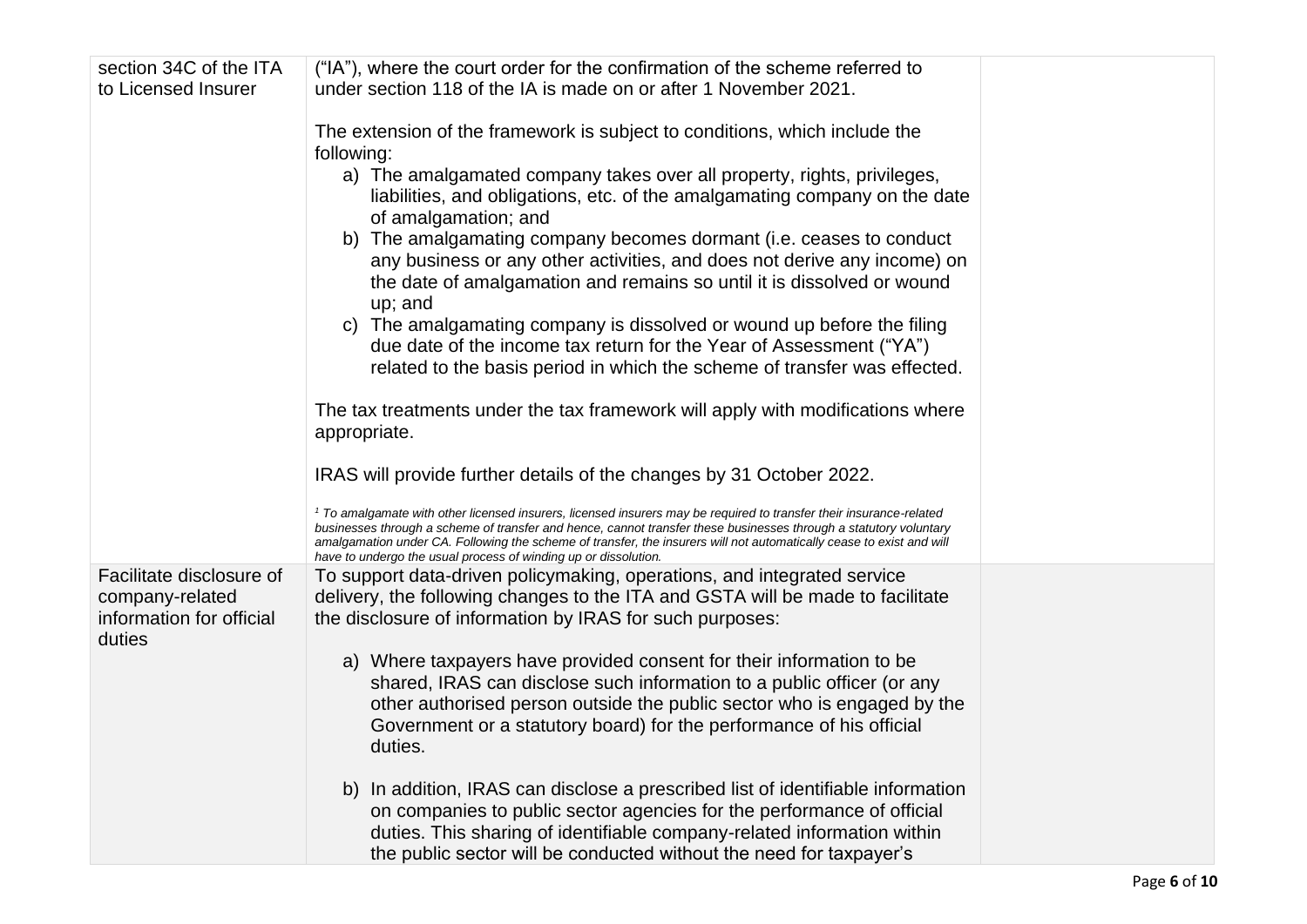| | | |
|---|---|---|
| section 34C of the ITA to Licensed Insurer | ("IA"), where the court order for the confirmation of the scheme referred to under section 118 of the IA is made on or after 1 November 2021.<br><br>The extension of the framework is subject to conditions, which include the following:<br>a) The amalgamated company takes over all property, rights, privileges, liabilities, and obligations, etc. of the amalgamating company on the date of amalgamation; and<br>b) The amalgamating company becomes dormant (i.e. ceases to conduct any business or any other activities, and does not derive any income) on the date of amalgamation and remains so until it is dissolved or wound up; and<br>c) The amalgamating company is dissolved or wound up before the filing due date of the income tax return for the Year of Assessment ("YA") related to the basis period in which the scheme of transfer was effected.<br><br>The tax treatments under the tax framework will apply with modifications where appropriate.<br><br>IRAS will provide further details of the changes by 31 October 2022.<br><br>*[1] To amalgamate with other licensed insurers, licensed insurers may be required to transfer their insurance-related businesses through a scheme of transfer and hence, cannot transfer these businesses through a statutory voluntary amalgamation under CA. Following the scheme of transfer, the insurers will not automatically cease to exist and will have to undergo the usual process of winding up or dissolution.* | |
| Facilitate disclosure of company-related information for official duties | To support data-driven policymaking, operations, and integrated service delivery, the following changes to the ITA and GSTA will be made to facilitate the disclosure of information by IRAS for such purposes:<br><br>a) Where taxpayers have provided consent for their information to be shared, IRAS can disclose such information to a public officer (or any other authorised person outside the public sector who is engaged by the Government or a statutory board) for the performance of his official duties.<br><br>b) In addition, IRAS can disclose a prescribed list of identifiable information on companies to public sector agencies for the performance of official duties. This sharing of identifiable company-related information within the public sector will be conducted without the need for taxpayer's | |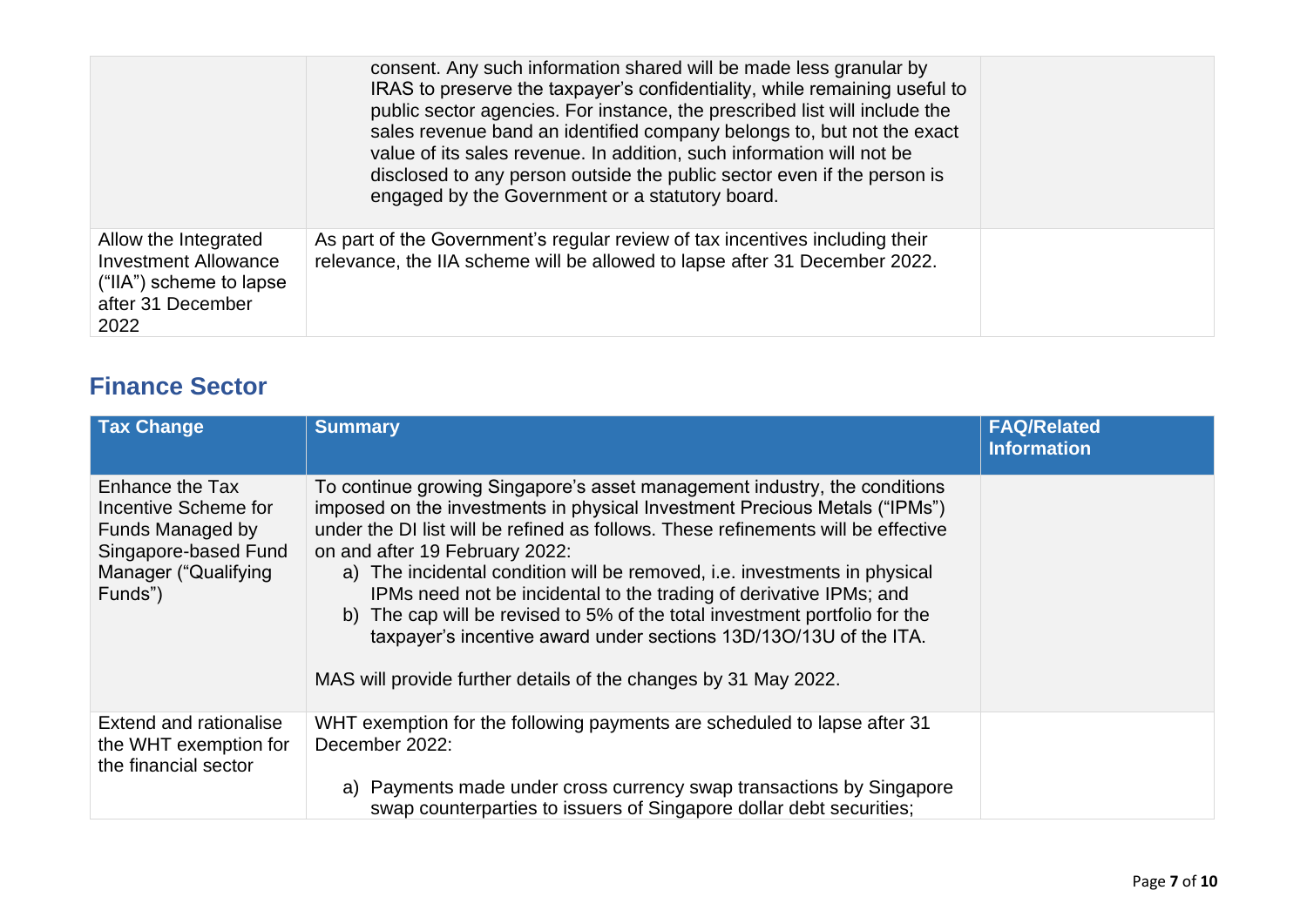| | | |
|---|---|---|
| | consent. Any such information shared will be made less granular by IRAS to preserve the taxpayer's confidentiality, while remaining useful to public sector agencies. For instance, the prescribed list will include the sales revenue band an identified company belongs to, but not the exact value of its sales revenue. In addition, such information will not be disclosed to any person outside the public sector even if the person is engaged by the Government or a statutory board. | |
| Allow the Integrated Investment Allowance ("IIA") scheme to lapse after 31 December 2022 | As part of the Government's regular review of tax incentives including their relevance, the IIA scheme will be allowed to lapse after 31 December 2022. | |

## Finance Sector

| Tax Change | Summary | FAQ/Related Information |
|---|---|---|
| Enhance the Tax Incentive Scheme for Funds Managed by Singapore-based Fund Manager ("Qualifying Funds") | To continue growing Singapore's asset management industry, the conditions imposed on the investments in physical Investment Precious Metals ("IPMs") under the DI list will be refined as follows. These refinements will be effective on and after 19 February 2022:<br>a) The incidental condition will be removed, i.e. investments in physical IPMs need not be incidental to the trading of derivative IPMs; and<br>b) The cap will be revised to 5% of the total investment portfolio for the taxpayer's incentive award under sections 13D/13O/13U of the ITA.<br><br>MAS will provide further details of the changes by 31 May 2022. | |
| Extend and rationalise the WHT exemption for the financial sector | WHT exemption for the following payments are scheduled to lapse after 31 December 2022:<br><br>a) Payments made under cross currency swap transactions by Singapore swap counterparties to issuers of Singapore dollar debt securities; | |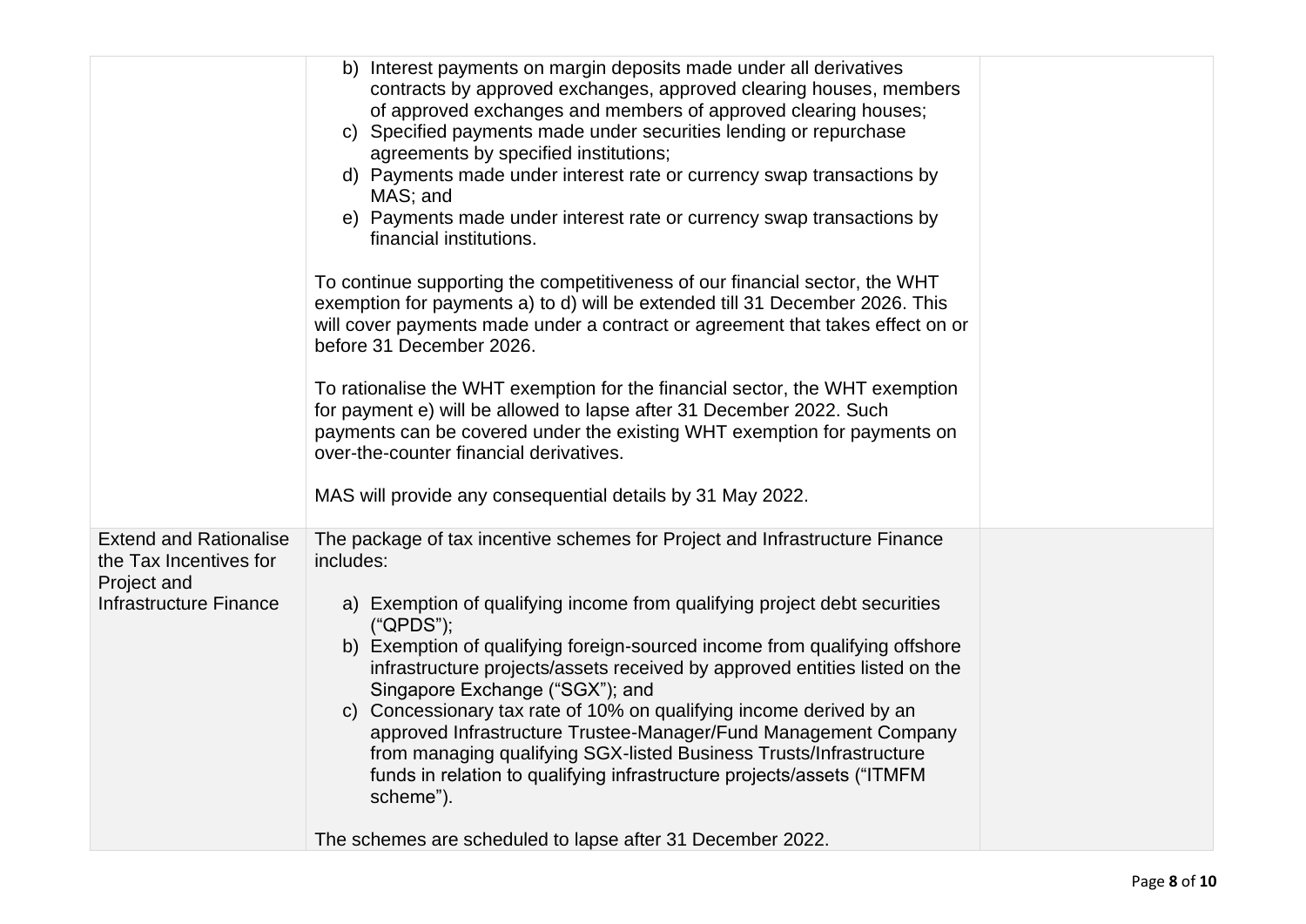| | | |
|---|---|---|
| | b) Interest payments on margin deposits made under all derivatives contracts by approved exchanges, approved clearing houses, members of approved exchanges and members of approved clearing houses;<br>c) Specified payments made under securities lending or repurchase agreements by specified institutions;<br>d) Payments made under interest rate or currency swap transactions by MAS; and<br>e) Payments made under interest rate or currency swap transactions by financial institutions.<br><br>To continue supporting the competitiveness of our financial sector, the WHT exemption for payments a) to d) will be extended till 31 December 2026. This will cover payments made under a contract or agreement that takes effect on or before 31 December 2026.<br><br>To rationalise the WHT exemption for the financial sector, the WHT exemption for payment e) will be allowed to lapse after 31 December 2022. Such payments can be covered under the existing WHT exemption for payments on over-the-counter financial derivatives.<br><br>MAS will provide any consequential details by 31 May 2022. | |
| Extend and Rationalise the Tax Incentives for Project and Infrastructure Finance | The package of tax incentive schemes for Project and Infrastructure Finance includes:<br><br>a) Exemption of qualifying income from qualifying project debt securities ("QPDS");<br>b) Exemption of qualifying foreign-sourced income from qualifying offshore infrastructure projects/assets received by approved entities listed on the Singapore Exchange ("SGX"); and<br>c) Concessionary tax rate of 10% on qualifying income derived by an approved Infrastructure Trustee-Manager/Fund Management Company from managing qualifying SGX-listed Business Trusts/Infrastructure funds in relation to qualifying infrastructure projects/assets ("ITMFM scheme").<br><br>The schemes are scheduled to lapse after 31 December 2022. | |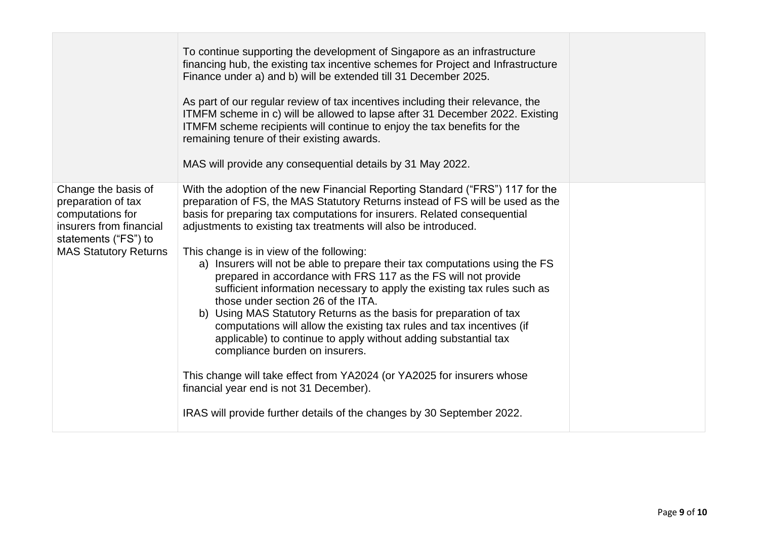| | | |
|---|---|---|
| | To continue supporting the development of Singapore as an infrastructure financing hub, the existing tax incentive schemes for Project and Infrastructure Finance under a) and b) will be extended till 31 December 2025.<br><br>As part of our regular review of tax incentives including their relevance, the ITMFM scheme in c) will be allowed to lapse after 31 December 2022. Existing ITMFM scheme recipients will continue to enjoy the tax benefits for the remaining tenure of their existing awards.<br><br>MAS will provide any consequential details by 31 May 2022. | |
| Change the basis of preparation of tax computations for insurers from financial statements ("FS") to MAS Statutory Returns | With the adoption of the new Financial Reporting Standard ("FRS") 117 for the preparation of FS, the MAS Statutory Returns instead of FS will be used as the basis for preparing tax computations for insurers. Related consequential adjustments to existing tax treatments will also be introduced.<br><br>This change is in view of the following:<br>a) Insurers will not be able to prepare their tax computations using the FS prepared in accordance with FRS 117 as the FS will not provide sufficient information necessary to apply the existing tax rules such as those under section 26 of the ITA.<br>b) Using MAS Statutory Returns as the basis for preparation of tax computations will allow the existing tax rules and tax incentives (if applicable) to continue to apply without adding substantial tax compliance burden on insurers.<br><br>This change will take effect from YA2024 (or YA2025 for insurers whose financial year end is not 31 December).<br><br>IRAS will provide further details of the changes by 30 September 2022. | |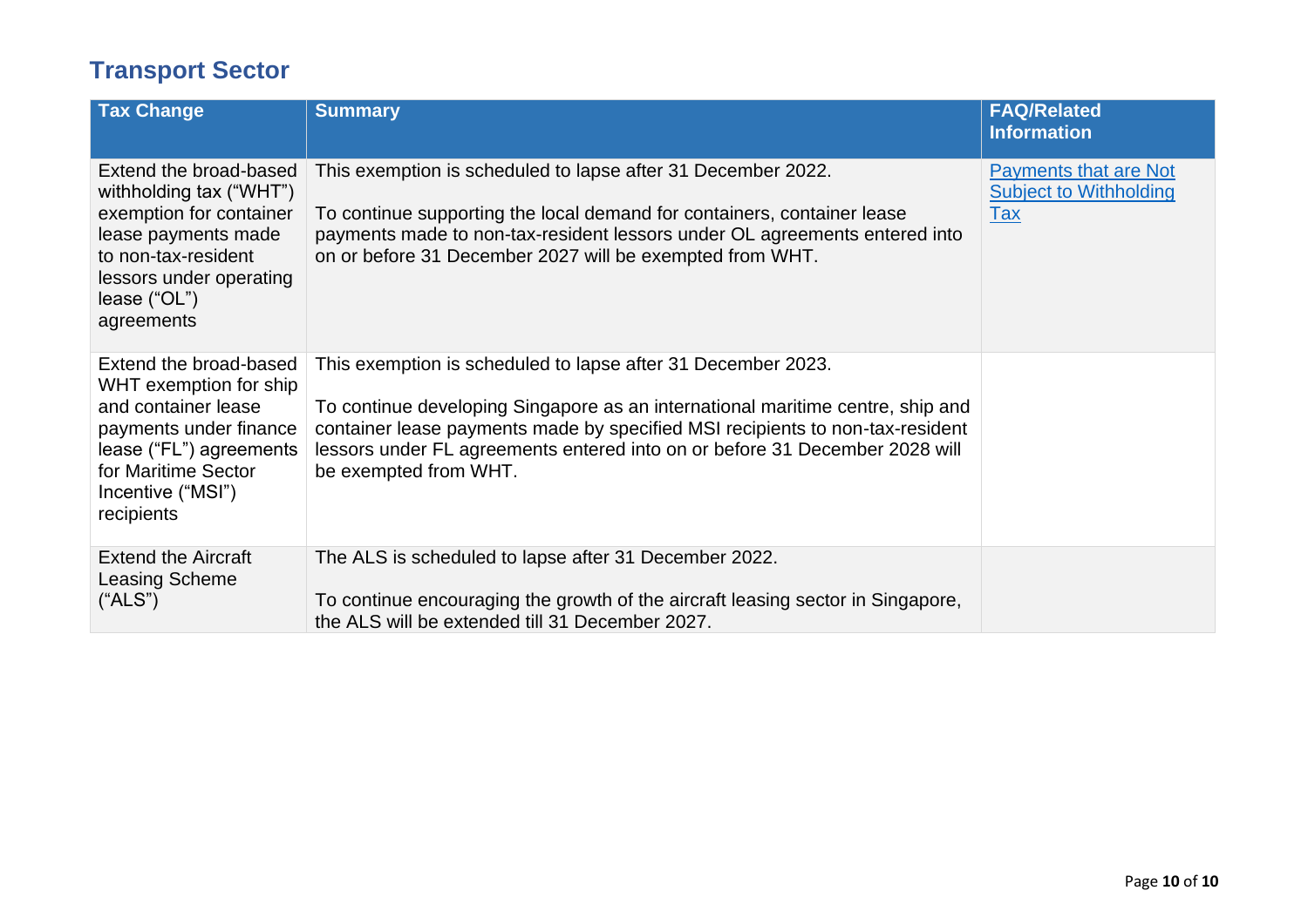## Transport Sector

| Tax Change | Summary | FAQ/Related Information |
|---|---|---|
| Extend the broad-based withholding tax ("WHT") exemption for container lease payments made to non-tax-resident lessors under operating lease ("OL") agreements | This exemption is scheduled to lapse after 31 December 2022.<br><br>To continue supporting the local demand for containers, container lease payments made to non-tax-resident lessors under OL agreements entered into on or before 31 December 2027 will be exempted from WHT. | Payments that are Not Subject to Withholding Tax |
| Extend the broad-based WHT exemption for ship and container lease payments under finance lease ("FL") agreements for Maritime Sector Incentive ("MSI") recipients | This exemption is scheduled to lapse after 31 December 2023.<br><br>To continue developing Singapore as an international maritime centre, ship and container lease payments made by specified MSI recipients to non-tax-resident lessors under FL agreements entered into on or before 31 December 2028 will be exempted from WHT. | |
| Extend the Aircraft Leasing Scheme ("ALS") | The ALS is scheduled to lapse after 31 December 2022.<br><br>To continue encouraging the growth of the aircraft leasing sector in Singapore, the ALS will be extended till 31 December 2027. | |